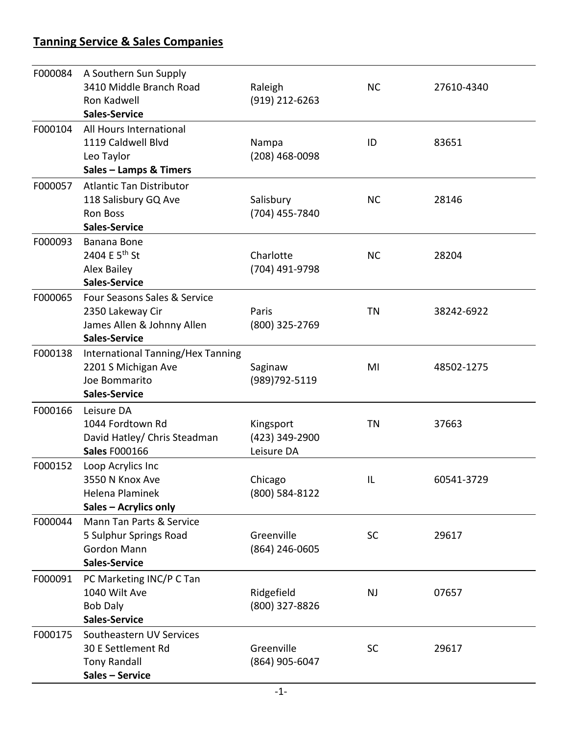## **Tanning Service & Sales Companies**

| | | | | |
|---|---|---|---|---|
| F000084 | A Southern Sun Supply<br>3410 Middle Branch Road<br>Ron Kadwell<br>**Sales-Service** | Raleigh<br>(919) 212-6263 | NC | 27610-4340 |
| F000104 | All Hours International<br>1119 Caldwell Blvd<br>Leo Taylor<br>**Sales – Lamps & Timers** | Nampa<br>(208) 468-0098 | ID | 83651 |
| F000057 | Atlantic Tan Distributor<br>118 Salisbury GQ Ave<br>Ron Boss<br>**Sales-Service** | Salisbury<br>(704) 455-7840 | NC | 28146 |
| F000093 | Banana Bone<br>2404 E 5th St<br>Alex Bailey<br>**Sales-Service** | Charlotte<br>(704) 491-9798 | NC | 28204 |
| F000065 | Four Seasons Sales & Service<br>2350 Lakeway Cir<br>James Allen & Johnny Allen<br>**Sales-Service** | Paris<br>(800) 325-2769 | TN | 38242-6922 |
| F000138 | International Tanning/Hex Tanning<br>2201 S Michigan Ave<br>Joe Bommarito<br>**Sales-Service** | Saginaw<br>(989)792-5119 | MI | 48502-1275 |
| F000166 | Leisure DA<br>1044 Fordtown Rd<br>David Hatley/ Chris Steadman<br>**Sales** F000166 | Kingsport<br>(423) 349-2900<br>Leisure DA | TN | 37663 |
| F000152 | Loop Acrylics Inc<br>3550 N Knox Ave<br>Helena Plaminek<br>**Sales – Acrylics only** | Chicago<br>(800) 584-8122 | IL | 60541-3729 |
| F000044 | Mann Tan Parts & Service<br>5 Sulphur Springs Road<br>Gordon Mann<br>**Sales-Service** | Greenville<br>(864) 246-0605 | SC | 29617 |
| F000091 | PC Marketing INC/P C Tan<br>1040 Wilt Ave<br>Bob Daly<br>**Sales-Service** | Ridgefield<br>(800) 327-8826 | NJ | 07657 |
| F000175 | Southeastern UV Services<br>30 E Settlement Rd<br>Tony Randall<br>**Sales – Service** | Greenville<br>(864) 905-6047 | SC | 29617 |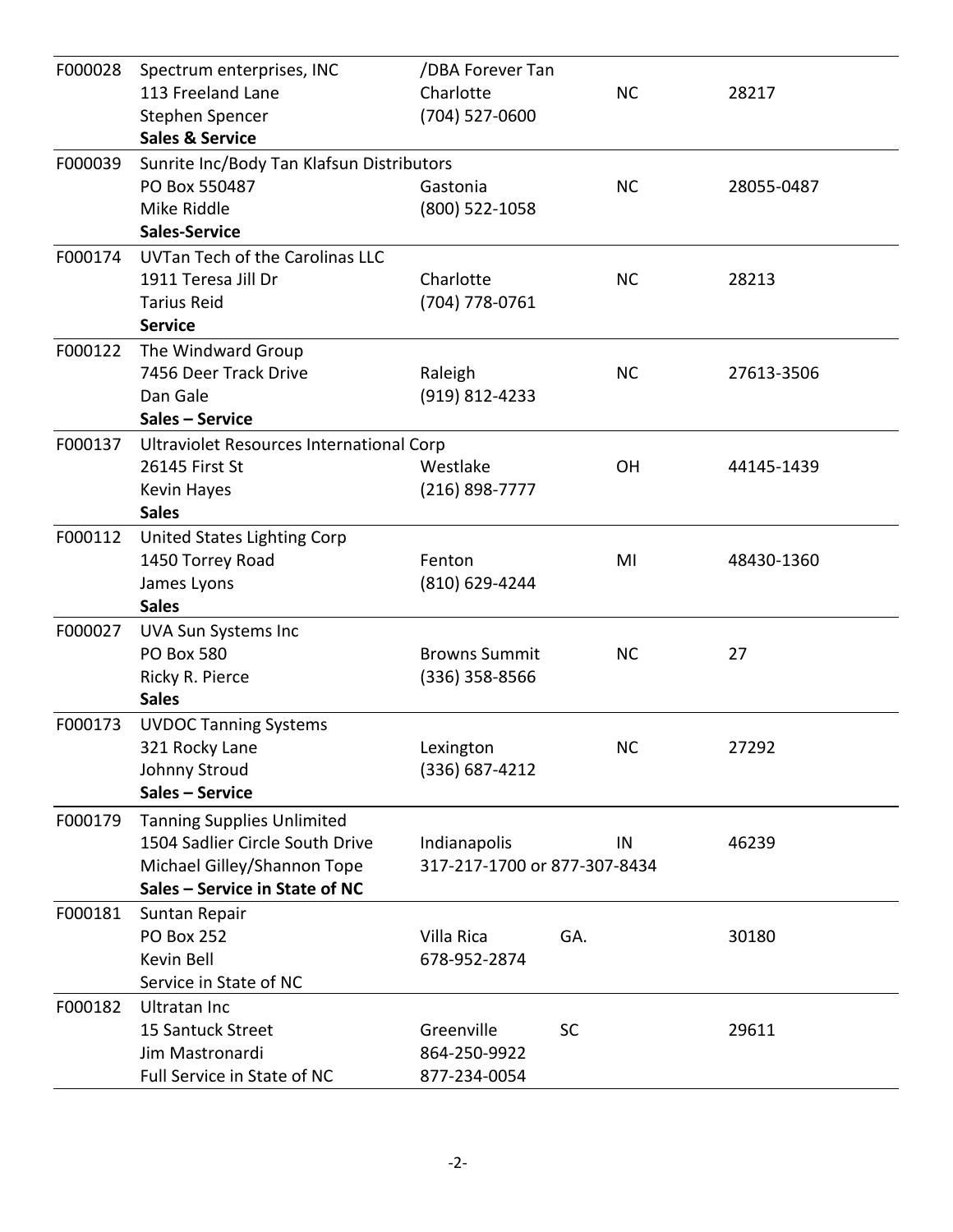| | | | | |
|---|---|---|---|---|
| F000028 | Spectrum enterprises, INC<br>113 Freeland Lane<br>Stephen Spencer<br>**Sales & Service** | /DBA Forever Tan<br>Charlotte<br>(704) 527-0600 | NC | 28217 |
| F000039 | Sunrite Inc/Body Tan Klafsun Distributors<br>PO Box 550487<br>Mike Riddle<br>**Sales-Service** | Gastonia<br>(800) 522-1058 | NC | 28055-0487 |
| F000174 | UVTan Tech of the Carolinas LLC<br>1911 Teresa Jill Dr<br>Tarius Reid<br>**Service** | Charlotte<br>(704) 778-0761 | NC | 28213 |
| F000122 | The Windward Group<br>7456 Deer Track Drive<br>Dan Gale<br>**Sales – Service** | Raleigh<br>(919) 812-4233 | NC | 27613-3506 |
| F000137 | Ultraviolet Resources International Corp<br>26145 First St<br>Kevin Hayes<br>**Sales** | Westlake<br>(216) 898-7777 | OH | 44145-1439 |
| F000112 | United States Lighting Corp<br>1450 Torrey Road<br>James Lyons<br>**Sales** | Fenton<br>(810) 629-4244 | MI | 48430-1360 |
| F000027 | UVA Sun Systems Inc<br>PO Box 580<br>Ricky R. Pierce<br>**Sales** | Browns Summit<br>(336) 358-8566 | NC | 27 |
| F000173 | UVDOC Tanning Systems<br>321 Rocky Lane<br>Johnny Stroud<br>**Sales – Service** | Lexington<br>(336) 687-4212 | NC | 27292 |
| F000179 | Tanning Supplies Unlimited<br>1504 Sadlier Circle South Drive<br>Michael Gilley/Shannon Tope<br>**Sales – Service in State of NC** | Indianapolis<br>317-217-1700 or 877-307-8434 | IN | 46239 |
| F000181 | Suntan Repair<br>PO Box 252<br>Kevin Bell<br>Service in State of NC | Villa Rica<br>678-952-2874 | GA. | 30180 |
| F000182 | Ultratan Inc<br>15 Santuck Street<br>Jim Mastronardi<br>Full Service in State of NC | Greenville<br>864-250-9922<br>877-234-0054 | SC | 29611 |